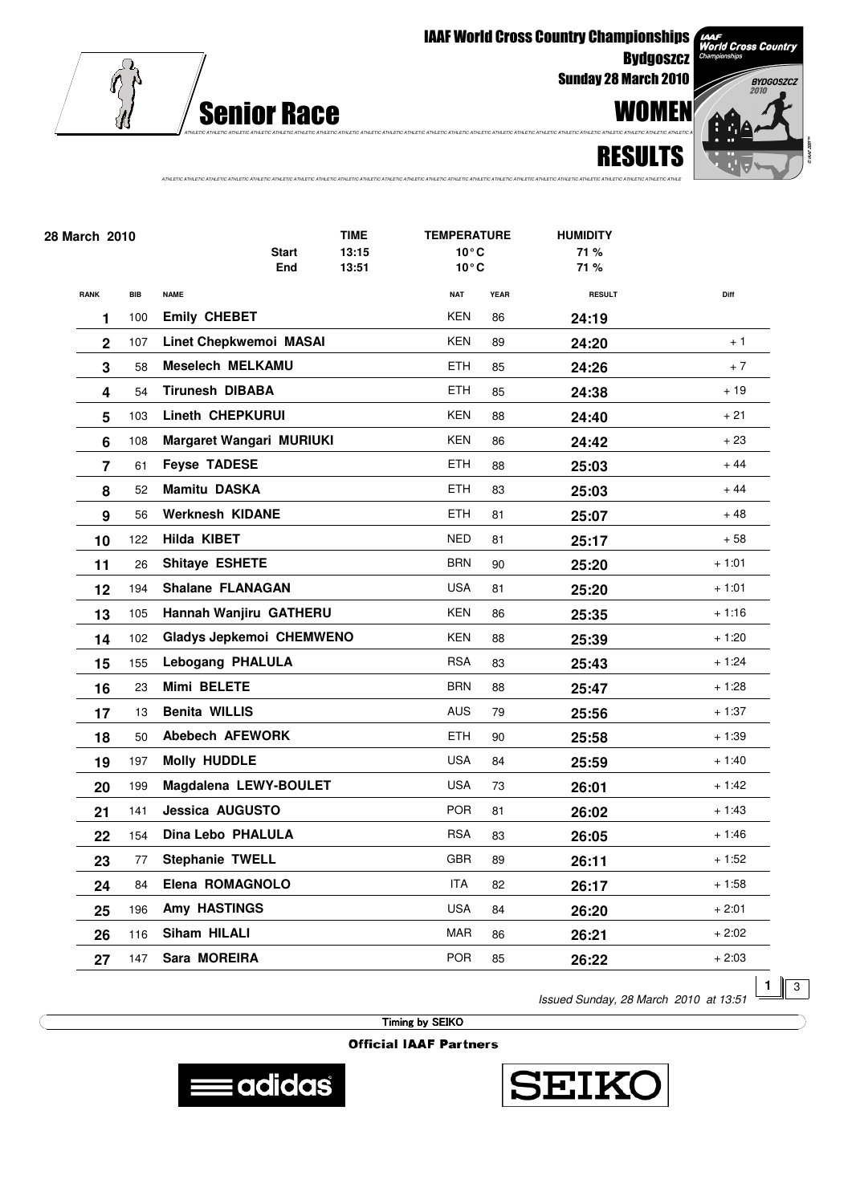# IAAF World Cross Country Championships

**Bydgoszcz**

**Sunday 28 March 2010**

## Senior Race

## WOMEN

## RESULTS

| 28 March 2010 | | TIME | TEMPERATURE | HUMIDITY |
|---|---|---|---|---|
| | Start | 13:15 | 10°C | 71 % |
| | End | 13:51 | 10°C | 71 % |

| RANK | BIB | NAME | NAT | YEAR | RESULT | Diff |
|---|---|---|---|---|---|---|
| 1 | 100 | **Emily CHEBET** | KEN | 86 | **24:19** | |
| 2 | 107 | **Linet Chepkwemoi MASAI** | KEN | 89 | **24:20** | + 1 |
| 3 | 58 | **Meselech MELKAMU** | ETH | 85 | **24:26** | + 7 |
| 4 | 54 | **Tirunesh DIBABA** | ETH | 85 | **24:38** | + 19 |
| 5 | 103 | **Lineth CHEPKURUI** | KEN | 88 | **24:40** | + 21 |
| 6 | 108 | **Margaret Wangari MURIUKI** | KEN | 86 | **24:42** | + 23 |
| 7 | 61 | **Feyse TADESE** | ETH | 88 | **25:03** | + 44 |
| 8 | 52 | **Mamitu DASKA** | ETH | 83 | **25:03** | + 44 |
| 9 | 56 | **Werknesh KIDANE** | ETH | 81 | **25:07** | + 48 |
| 10 | 122 | **Hilda KIBET** | NED | 81 | **25:17** | + 58 |
| 11 | 26 | **Shitaye ESHETE** | BRN | 90 | **25:20** | + 1:01 |
| 12 | 194 | **Shalane FLANAGAN** | USA | 81 | **25:20** | + 1:01 |
| 13 | 105 | **Hannah Wanjiru GATHERU** | KEN | 86 | **25:35** | + 1:16 |
| 14 | 102 | **Gladys Jepkemoi CHEMWENO** | KEN | 88 | **25:39** | + 1:20 |
| 15 | 155 | **Lebogang PHALULA** | RSA | 83 | **25:43** | + 1:24 |
| 16 | 23 | **Mimi BELETE** | BRN | 88 | **25:47** | + 1:28 |
| 17 | 13 | **Benita WILLIS** | AUS | 79 | **25:56** | + 1:37 |
| 18 | 50 | **Abebech AFEWORK** | ETH | 90 | **25:58** | + 1:39 |
| 19 | 197 | **Molly HUDDLE** | USA | 84 | **25:59** | + 1:40 |
| 20 | 199 | **Magdalena LEWY-BOULET** | USA | 73 | **26:01** | + 1:42 |
| 21 | 141 | **Jessica AUGUSTO** | POR | 81 | **26:02** | + 1:43 |
| 22 | 154 | **Dina Lebo PHALULA** | RSA | 83 | **26:05** | + 1:46 |
| 23 | 77 | **Stephanie TWELL** | GBR | 89 | **26:11** | + 1:52 |
| 24 | 84 | **Elena ROMAGNOLO** | ITA | 82 | **26:17** | + 1:58 |
| 25 | 196 | **Amy HASTINGS** | USA | 84 | **26:20** | + 2:01 |
| 26 | 116 | **Siham HILALI** | MAR | 86 | **26:21** | + 2:02 |
| 27 | 147 | **Sara MOREIRA** | POR | 85 | **26:22** | + 2:03 |

*Issued Sunday, 28 March 2010 at 13:51*

Timing by SEIKO

**Official IAAF Partners**

adidas SEIKO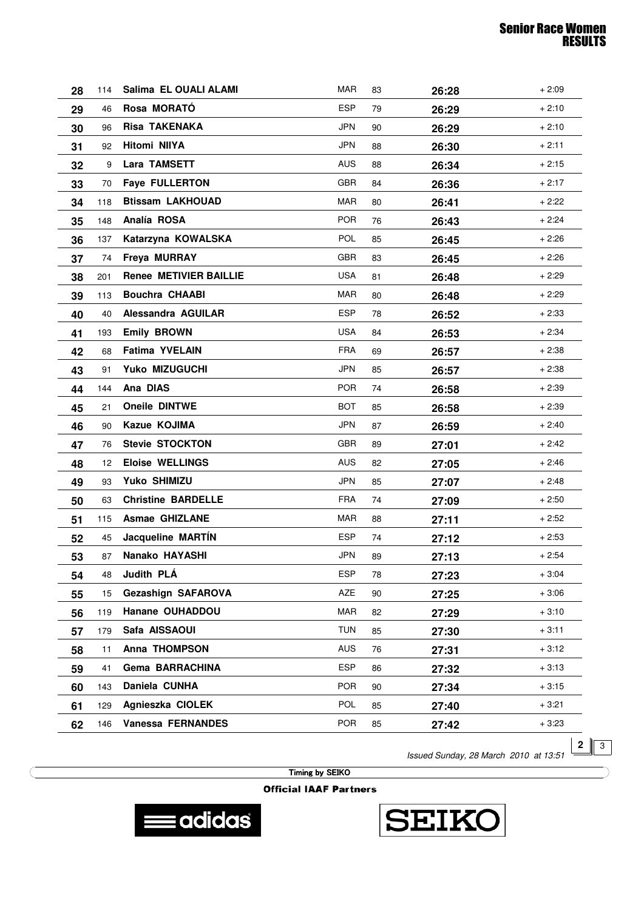## Senior Race Women RESULTS

| | | | | | | |
|---|---|---|---|---|---|---|
| 28 | 114 | Salima EL OUALI ALAMI | MAR | 83 | 26:28 | + 2:09 |
| 29 | 46 | Rosa MORATÓ | ESP | 79 | 26:29 | + 2:10 |
| 30 | 96 | Risa TAKENAKA | JPN | 90 | 26:29 | + 2:10 |
| 31 | 92 | Hitomi NIIYA | JPN | 88 | 26:30 | + 2:11 |
| 32 | 9 | Lara TAMSETT | AUS | 88 | 26:34 | + 2:15 |
| 33 | 70 | Faye FULLERTON | GBR | 84 | 26:36 | + 2:17 |
| 34 | 118 | Btissam LAKHOUAD | MAR | 80 | 26:41 | + 2:22 |
| 35 | 148 | Analía ROSA | POR | 76 | 26:43 | + 2:24 |
| 36 | 137 | Katarzyna KOWALSKA | POL | 85 | 26:45 | + 2:26 |
| 37 | 74 | Freya MURRAY | GBR | 83 | 26:45 | + 2:26 |
| 38 | 201 | Renee METIVIER BAILLIE | USA | 81 | 26:48 | + 2:29 |
| 39 | 113 | Bouchra CHAABI | MAR | 80 | 26:48 | + 2:29 |
| 40 | 40 | Alessandra AGUILAR | ESP | 78 | 26:52 | + 2:33 |
| 41 | 193 | Emily BROWN | USA | 84 | 26:53 | + 2:34 |
| 42 | 68 | Fatima YVELAIN | FRA | 69 | 26:57 | + 2:38 |
| 43 | 91 | Yuko MIZUGUCHI | JPN | 85 | 26:57 | + 2:38 |
| 44 | 144 | Ana DIAS | POR | 74 | 26:58 | + 2:39 |
| 45 | 21 | Oneile DINTWE | BOT | 85 | 26:58 | + 2:39 |
| 46 | 90 | Kazue KOJIMA | JPN | 87 | 26:59 | + 2:40 |
| 47 | 76 | Stevie STOCKTON | GBR | 89 | 27:01 | + 2:42 |
| 48 | 12 | Eloise WELLINGS | AUS | 82 | 27:05 | + 2:46 |
| 49 | 93 | Yuko SHIMIZU | JPN | 85 | 27:07 | + 2:48 |
| 50 | 63 | Christine BARDELLE | FRA | 74 | 27:09 | + 2:50 |
| 51 | 115 | Asmae GHIZLANE | MAR | 88 | 27:11 | + 2:52 |
| 52 | 45 | Jacqueline MARTÍN | ESP | 74 | 27:12 | + 2:53 |
| 53 | 87 | Nanako HAYASHI | JPN | 89 | 27:13 | + 2:54 |
| 54 | 48 | Judith PLÁ | ESP | 78 | 27:23 | + 3:04 |
| 55 | 15 | Gezashign SAFAROVA | AZE | 90 | 27:25 | + 3:06 |
| 56 | 119 | Hanane OUHADDOU | MAR | 82 | 27:29 | + 3:10 |
| 57 | 179 | Safa AISSAOUI | TUN | 85 | 27:30 | + 3:11 |
| 58 | 11 | Anna THOMPSON | AUS | 76 | 27:31 | + 3:12 |
| 59 | 41 | Gema BARRACHINA | ESP | 86 | 27:32 | + 3:13 |
| 60 | 143 | Daniela CUNHA | POR | 90 | 27:34 | + 3:15 |
| 61 | 129 | Agnieszka CIOLEK | POL | 85 | 27:40 | + 3:21 |
| 62 | 146 | Vanessa FERNANDES | POR | 85 | 27:42 | + 3:23 |

*Issued Sunday, 28 March 2010 at 13:51*

Timing by SEIKO

**Official IAAF Partners**

adidas SEIKO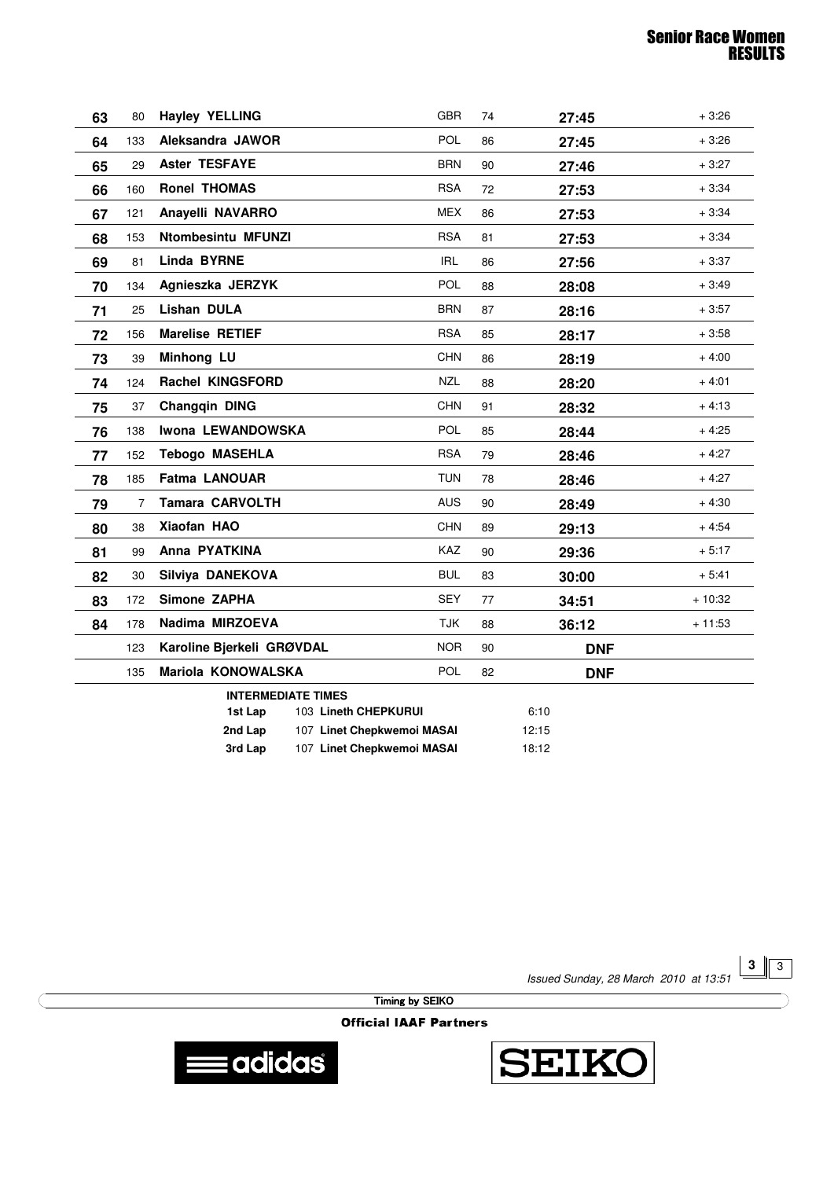## Senior Race Women
## RESULTS

| | | | | | | |
|---|---|---|---|---|---|---|
| 63 | 80 | **Hayley YELLING** | GBR | 74 | **27:45** | + 3:26 |
| 64 | 133 | **Aleksandra JAWOR** | POL | 86 | **27:45** | + 3:26 |
| 65 | 29 | **Aster TESFAYE** | BRN | 90 | **27:46** | + 3:27 |
| 66 | 160 | **Ronel THOMAS** | RSA | 72 | **27:53** | + 3:34 |
| 67 | 121 | **Anayelli NAVARRO** | MEX | 86 | **27:53** | + 3:34 |
| 68 | 153 | **Ntombesintu MFUNZI** | RSA | 81 | **27:53** | + 3:34 |
| 69 | 81 | **Linda BYRNE** | IRL | 86 | **27:56** | + 3:37 |
| 70 | 134 | **Agnieszka JERZYK** | POL | 88 | **28:08** | + 3:49 |
| 71 | 25 | **Lishan DULA** | BRN | 87 | **28:16** | + 3:57 |
| 72 | 156 | **Marelise RETIEF** | RSA | 85 | **28:17** | + 3:58 |
| 73 | 39 | **Minhong LU** | CHN | 86 | **28:19** | + 4:00 |
| 74 | 124 | **Rachel KINGSFORD** | NZL | 88 | **28:20** | + 4:01 |
| 75 | 37 | **Changqin DING** | CHN | 91 | **28:32** | + 4:13 |
| 76 | 138 | **Iwona LEWANDOWSKA** | POL | 85 | **28:44** | + 4:25 |
| 77 | 152 | **Tebogo MASEHLA** | RSA | 79 | **28:46** | + 4:27 |
| 78 | 185 | **Fatma LANOUAR** | TUN | 78 | **28:46** | + 4:27 |
| 79 | 7 | **Tamara CARVOLTH** | AUS | 90 | **28:49** | + 4:30 |
| 80 | 38 | **Xiaofan HAO** | CHN | 89 | **29:13** | + 4:54 |
| 81 | 99 | **Anna PYATKINA** | KAZ | 90 | **29:36** | + 5:17 |
| 82 | 30 | **Silviya DANEKOVA** | BUL | 83 | **30:00** | + 5:41 |
| 83 | 172 | **Simone ZAPHA** | SEY | 77 | **34:51** | + 10:32 |
| 84 | 178 | **Nadima MIRZOEVA** | TJK | 88 | **36:12** | + 11:53 |
| | 123 | **Karoline Bjerkeli GRØVDAL** | NOR | 90 | **DNF** | |
| | 135 | **Mariola KONOWALSKA** | POL | 82 | **DNF** | |

**INTERMEDIATE TIMES**

| | | |
|---|---|---|
| **1st Lap** | 103 **Lineth CHEPKURUI** | 6:10 |
| **2nd Lap** | 107 **Linet Chepkwemoi MASAI** | 12:15 |
| **3rd Lap** | 107 **Linet Chepkwemoi MASAI** | 18:12 |

*Issued Sunday, 28 March 2010 at 13:51*

Timing by SEIKO

**Official IAAF Partners**

adidas

SEIKO